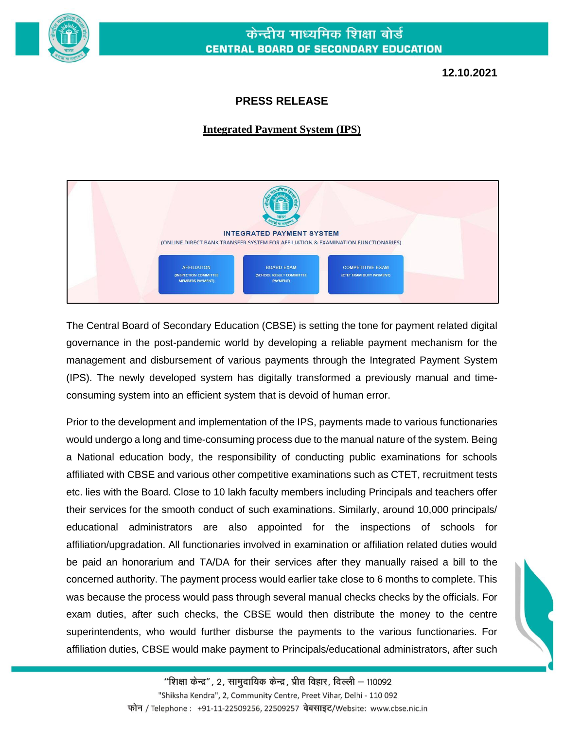# केन्द्रीय माध्यमिक शिक्षा बोर्ड
# CENTRAL BOARD OF SECONDARY EDUCATION

**12.10.2021**

**PRESS RELEASE**

**Integrated Payment System (IPS)**

INTEGRATED PAYMENT SYSTEM
(ONLINE DIRECT BANK TRANSFER SYSTEM FOR AFFILIATION & EXAMINATION FUNCTIONARIES)

AFFILIATION (INSPECTION COMMITTEE MEMBERS PAYMENT) | BOARD EXAM (SCHOOL RESULT COMMITTEE PAYMENT) | COMPETITIVE EXAM (CTET EXAM DUTY PAYMENT)

The Central Board of Secondary Education (CBSE) is setting the tone for payment related digital governance in the post-pandemic world by developing a reliable payment mechanism for the management and disbursement of various payments through the Integrated Payment System (IPS). The newly developed system has digitally transformed a previously manual and time-consuming system into an efficient system that is devoid of human error.

Prior to the development and implementation of the IPS, payments made to various functionaries would undergo a long and time-consuming process due to the manual nature of the system. Being a National education body, the responsibility of conducting public examinations for schools affiliated with CBSE and various other competitive examinations such as CTET, recruitment tests etc. lies with the Board. Close to 10 lakh faculty members including Principals and teachers offer their services for the smooth conduct of such examinations. Similarly, around 10,000 principals/ educational administrators are also appointed for the inspections of schools for affiliation/upgradation. All functionaries involved in examination or affiliation related duties would be paid an honorarium and TA/DA for their services after they manually raised a bill to the concerned authority. The payment process would earlier take close to 6 months to complete. This was because the process would pass through several manual checks checks by the officials. For exam duties, after such checks, the CBSE would then distribute the money to the centre superintendents, who would further disburse the payments to the various functionaries. For affiliation duties, CBSE would make payment to Principals/educational administrators, after such

"शिक्षा केन्द्र", 2, सामुदायिक केन्द्र, प्रीत विहार, दिल्ली – 110092
"Shiksha Kendra", 2, Community Centre, Preet Vihar, Delhi - 110 092
फोन / Telephone : +91-11-22509256, 22509257 वेबसाइट/Website: www.cbse.nic.in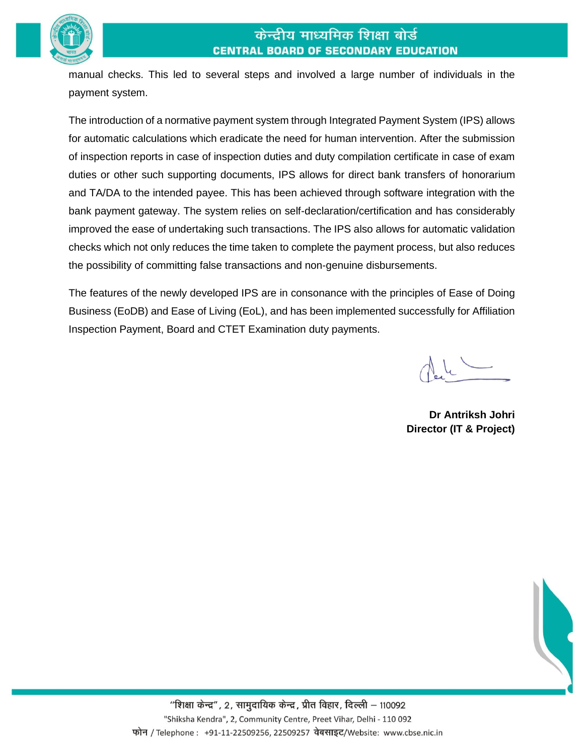manual checks. This led to several steps and involved a large number of individuals in the payment system.

The introduction of a normative payment system through Integrated Payment System (IPS) allows for automatic calculations which eradicate the need for human intervention. After the submission of inspection reports in case of inspection duties and duty compilation certificate in case of exam duties or other such supporting documents, IPS allows for direct bank transfers of honorarium and TA/DA to the intended payee. This has been achieved through software integration with the bank payment gateway. The system relies on self-declaration/certification and has considerably improved the ease of undertaking such transactions. The IPS also allows for automatic validation checks which not only reduces the time taken to complete the payment process, but also reduces the possibility of committing false transactions and non-genuine disbursements.

The features of the newly developed IPS are in consonance with the principles of Ease of Doing Business (EoDB) and Ease of Living (EoL), and has been implemented successfully for Affiliation Inspection Payment, Board and CTET Examination duty payments.

**Dr Antriksh Johri**
**Director (IT & Project)**